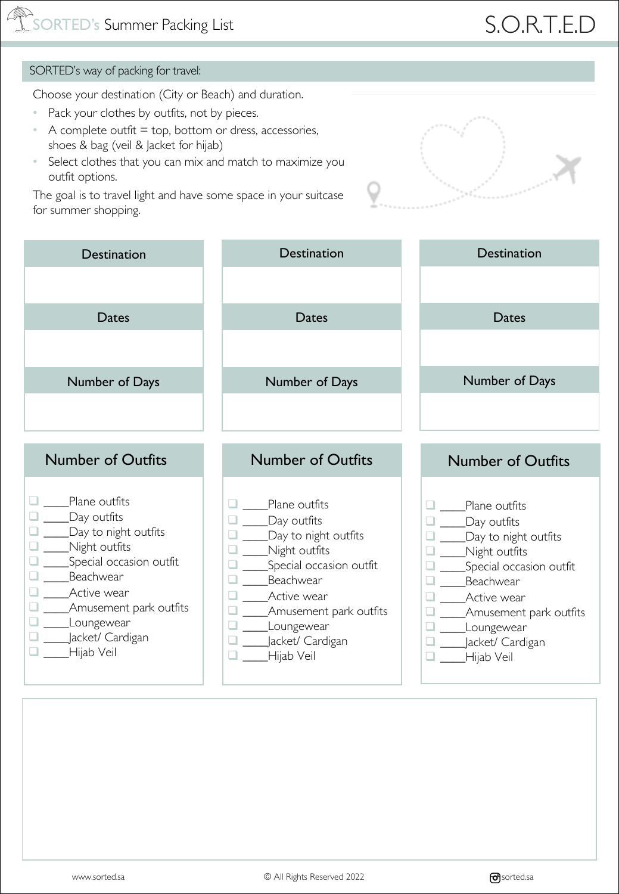# SORTED's Summer Packing List

S.O.R.T.E.D

## SORTED's way of packing for travel:

Choose your destination (City or Beach) and duration.

- Pack your clothes by outfits, not by pieces.
- A complete outfit = top, bottom or dress, accessories, shoes & bag (veil & Jacket for hijab)
- Select clothes that you can mix and match to maximize you outfit options.

The goal is to travel light and have some space in your suitcase for summer shopping.

| Destination | Destination | Destination |
| --- | --- | --- |
| | | |
| **Dates** | **Dates** | **Dates** |
| | | |
| **Number of Days** | **Number of Days** | **Number of Days** |
| | | |

| Number of Outfits | Number of Outfits | Number of Outfits |
| --- | --- | --- |
| ❑ ____Plane outfits | ❑ ____Plane outfits | ❑ ____Plane outfits |
| ❑ ____Day outfits | ❑ ____Day outfits | ❑ ____Day outfits |
| ❑ ____Day to night outfits | ❑ ____Day to night outfits | ❑ ____Day to night outfits |
| ❑ ____Night outfits | ❑ ____Night outfits | ❑ ____Night outfits |
| ❑ ____Special occasion outfit | ❑ ____Special occasion outfit | ❑ ____Special occasion outfit |
| ❑ ____Beachwear | ❑ ____Beachwear | ❑ ____Beachwear |
| ❑ ____Active wear | ❑ ____Active wear | ❑ ____Active wear |
| ❑ ____Amusement park outfits | ❑ ____Amusement park outfits | ❑ ____Amusement park outfits |
| ❑ ____Loungewear | ❑ ____Loungewear | ❑ ____Loungewear |
| ❑ ____Jacket/ Cardigan | ❑ ____Jacket/ Cardigan | ❑ ____Jacket/ Cardigan |
| ❑ ____Hijab Veil | ❑ ____Hijab Veil | ❑ ____Hijab Veil |

www.sorted.sa © All Rights Reserved 2022 sorted.sa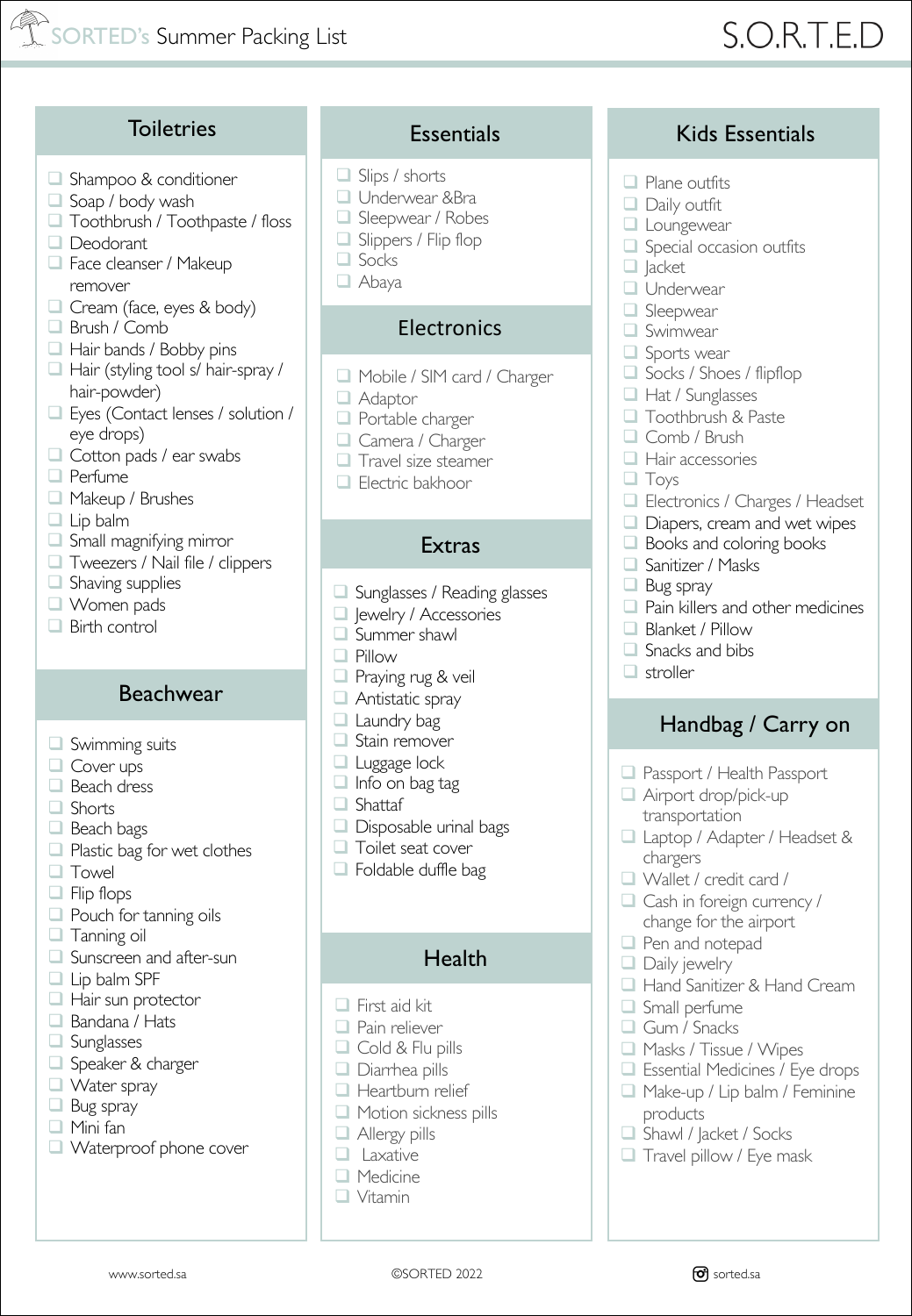# SORTED's Summer Packing List

S.O.R.T.E.D

## Toiletries

- Shampoo & conditioner
- Soap / body wash
- Toothbrush / Toothpaste / floss
- Deodorant
- Face cleanser / Makeup remover
- Cream (face, eyes & body)
- Brush / Comb
- Hair bands / Bobby pins
- Hair (styling tool s/ hair-spray / hair-powder)
- Eyes (Contact lenses / solution / eye drops)
- Cotton pads / ear swabs
- Perfume
- Makeup / Brushes
- Lip balm
- Small magnifying mirror
- Tweezers / Nail file / clippers
- Shaving supplies
- Women pads
- Birth control

## Beachwear

- Swimming suits
- Cover ups
- Beach dress
- Shorts
- Beach bags
- Plastic bag for wet clothes
- Towel
- Flip flops
- Pouch for tanning oils
- Tanning oil
- Sunscreen and after-sun
- Lip balm SPF
- Hair sun protector
- Bandana / Hats
- Sunglasses
- Speaker & charger
- Water spray
- Bug spray
- Mini fan
- Waterproof phone cover

## Essentials

- Slips / shorts
- Underwear &Bra
- Sleepwear / Robes
- Slippers / Flip flop
- Socks
- Abaya

## Electronics

- Mobile / SIM card / Charger
- Adaptor
- Portable charger
- Camera / Charger
- Travel size steamer
- Electric bakhoor

## Extras

- Sunglasses / Reading glasses
- Jewelry / Accessories
- Summer shawl
- Pillow
- Praying rug & veil
- Antistatic spray
- Laundry bag
- Stain remover
- Luggage lock
- Info on bag tag
- Shattaf
- Disposable urinal bags
- Toilet seat cover
- Foldable duffle bag

## Health

- First aid kit
- Pain reliever
- Cold & Flu pills
- Diarrhea pills
- Heartburn relief
- Motion sickness pills
- Allergy pills
- Laxative
- Medicine
- Vitamin

## Kids Essentials

- Plane outfits
- Daily outfit
- Loungewear
- Special occasion outfits
- Jacket
- Underwear
- Sleepwear
- Swimwear
- Sports wear
- Socks / Shoes / flipflop
- Hat / Sunglasses
- Toothbrush & Paste
- Comb / Brush
- Hair accessories
- Toys
- Electronics / Charges / Headset
- Diapers, cream and wet wipes
- Books and coloring books
- Sanitizer / Masks
- Bug spray
- Pain killers and other medicines
- Blanket / Pillow
- Snacks and bibs
- stroller

## Handbag / Carry on

- Passport / Health Passport
- Airport drop/pick-up transportation
- Laptop / Adapter / Headset & chargers
- Wallet / credit card /
- Cash in foreign currency / change for the airport
- Pen and notepad
- Daily jewelry
- Hand Sanitizer & Hand Cream
- Small perfume
- Gum / Snacks
- Masks / Tissue / Wipes
- Essential Medicines / Eye drops
- Make-up / Lip balm / Feminine products
- Shawl / Jacket / Socks
- Travel pillow / Eye mask

www.sorted.sa ©SORTED 2022 sorted.sa